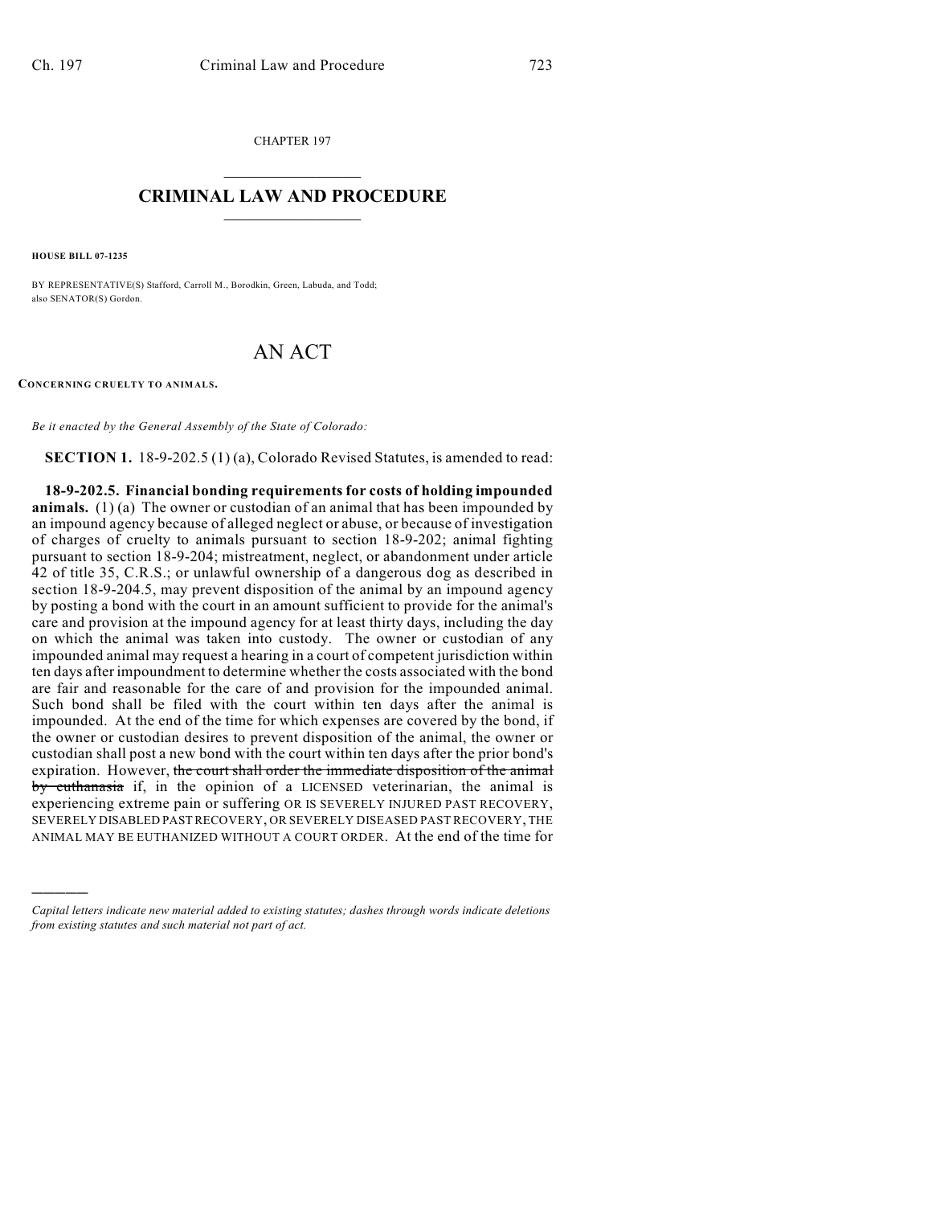CHAPTER 197

# CRIMINAL LAW AND PROCEDURE

**HOUSE BILL 07-1235**

BY REPRESENTATIVE(S) Stafford, Carroll M., Borodkin, Green, Labuda, and Todd; also SENATOR(S) Gordon.

# AN ACT

**CONCERNING CRUELTY TO ANIMALS.**

*Be it enacted by the General Assembly of the State of Colorado:*

**SECTION 1.** 18-9-202.5 (1) (a), Colorado Revised Statutes, is amended to read:

**18-9-202.5. Financial bonding requirements for costs of holding impounded animals.** (1) (a) The owner or custodian of an animal that has been impounded by an impound agency because of alleged neglect or abuse, or because of investigation of charges of cruelty to animals pursuant to section 18-9-202; animal fighting pursuant to section 18-9-204; mistreatment, neglect, or abandonment under article 42 of title 35, C.R.S.; or unlawful ownership of a dangerous dog as described in section 18-9-204.5, may prevent disposition of the animal by an impound agency by posting a bond with the court in an amount sufficient to provide for the animal's care and provision at the impound agency for at least thirty days, including the day on which the animal was taken into custody. The owner or custodian of any impounded animal may request a hearing in a court of competent jurisdiction within ten days after impoundment to determine whether the costs associated with the bond are fair and reasonable for the care of and provision for the impounded animal. Such bond shall be filed with the court within ten days after the animal is impounded. At the end of the time for which expenses are covered by the bond, if the owner or custodian desires to prevent disposition of the animal, the owner or custodian shall post a new bond with the court within ten days after the prior bond's expiration. However, ~~the court shall order the immediate disposition of the animal by euthanasia~~ if, in the opinion of a LICENSED veterinarian, the animal is experiencing extreme pain or suffering OR IS SEVERELY INJURED PAST RECOVERY, SEVERELY DISABLED PAST RECOVERY, OR SEVERELY DISEASED PAST RECOVERY, THE ANIMAL MAY BE EUTHANIZED WITHOUT A COURT ORDER. At the end of the time for

---

*Capital letters indicate new material added to existing statutes; dashes through words indicate deletions from existing statutes and such material not part of act.*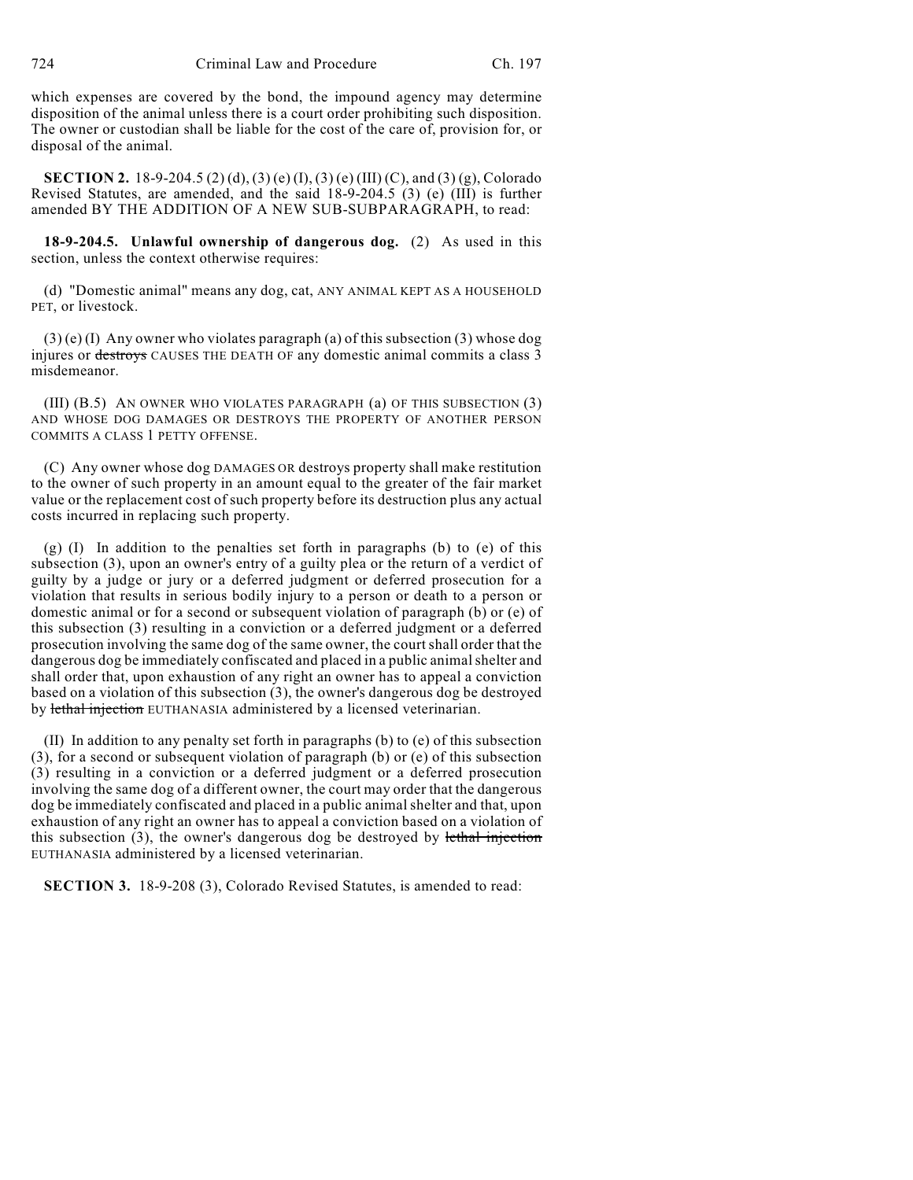which expenses are covered by the bond, the impound agency may determine disposition of the animal unless there is a court order prohibiting such disposition. The owner or custodian shall be liable for the cost of the care of, provision for, or disposal of the animal.

**SECTION 2.** 18-9-204.5 (2) (d), (3) (e) (I), (3) (e) (III) (C), and (3) (g), Colorado Revised Statutes, are amended, and the said 18-9-204.5 (3) (e) (III) is further amended BY THE ADDITION OF A NEW SUB-SUBPARAGRAPH, to read:

**18-9-204.5. Unlawful ownership of dangerous dog.** (2) As used in this section, unless the context otherwise requires:

(d) "Domestic animal" means any dog, cat, ANY ANIMAL KEPT AS A HOUSEHOLD PET, or livestock.

(3) (e) (I) Any owner who violates paragraph (a) of this subsection (3) whose dog injures or ~~destroys~~ CAUSES THE DEATH OF any domestic animal commits a class 3 misdemeanor.

(III) (B.5) AN OWNER WHO VIOLATES PARAGRAPH (a) OF THIS SUBSECTION (3) AND WHOSE DOG DAMAGES OR DESTROYS THE PROPERTY OF ANOTHER PERSON COMMITS A CLASS 1 PETTY OFFENSE.

(C) Any owner whose dog DAMAGES OR destroys property shall make restitution to the owner of such property in an amount equal to the greater of the fair market value or the replacement cost of such property before its destruction plus any actual costs incurred in replacing such property.

(g) (I) In addition to the penalties set forth in paragraphs (b) to (e) of this subsection (3), upon an owner's entry of a guilty plea or the return of a verdict of guilty by a judge or jury or a deferred judgment or deferred prosecution for a violation that results in serious bodily injury to a person or death to a person or domestic animal or for a second or subsequent violation of paragraph (b) or (e) of this subsection (3) resulting in a conviction or a deferred judgment or a deferred prosecution involving the same dog of the same owner, the court shall order that the dangerous dog be immediately confiscated and placed in a public animal shelter and shall order that, upon exhaustion of any right an owner has to appeal a conviction based on a violation of this subsection (3), the owner's dangerous dog be destroyed by ~~lethal injection~~ EUTHANASIA administered by a licensed veterinarian.

(II) In addition to any penalty set forth in paragraphs (b) to (e) of this subsection (3), for a second or subsequent violation of paragraph (b) or (e) of this subsection (3) resulting in a conviction or a deferred judgment or a deferred prosecution involving the same dog of a different owner, the court may order that the dangerous dog be immediately confiscated and placed in a public animal shelter and that, upon exhaustion of any right an owner has to appeal a conviction based on a violation of this subsection (3), the owner's dangerous dog be destroyed by ~~lethal injection~~ EUTHANASIA administered by a licensed veterinarian.

**SECTION 3.** 18-9-208 (3), Colorado Revised Statutes, is amended to read: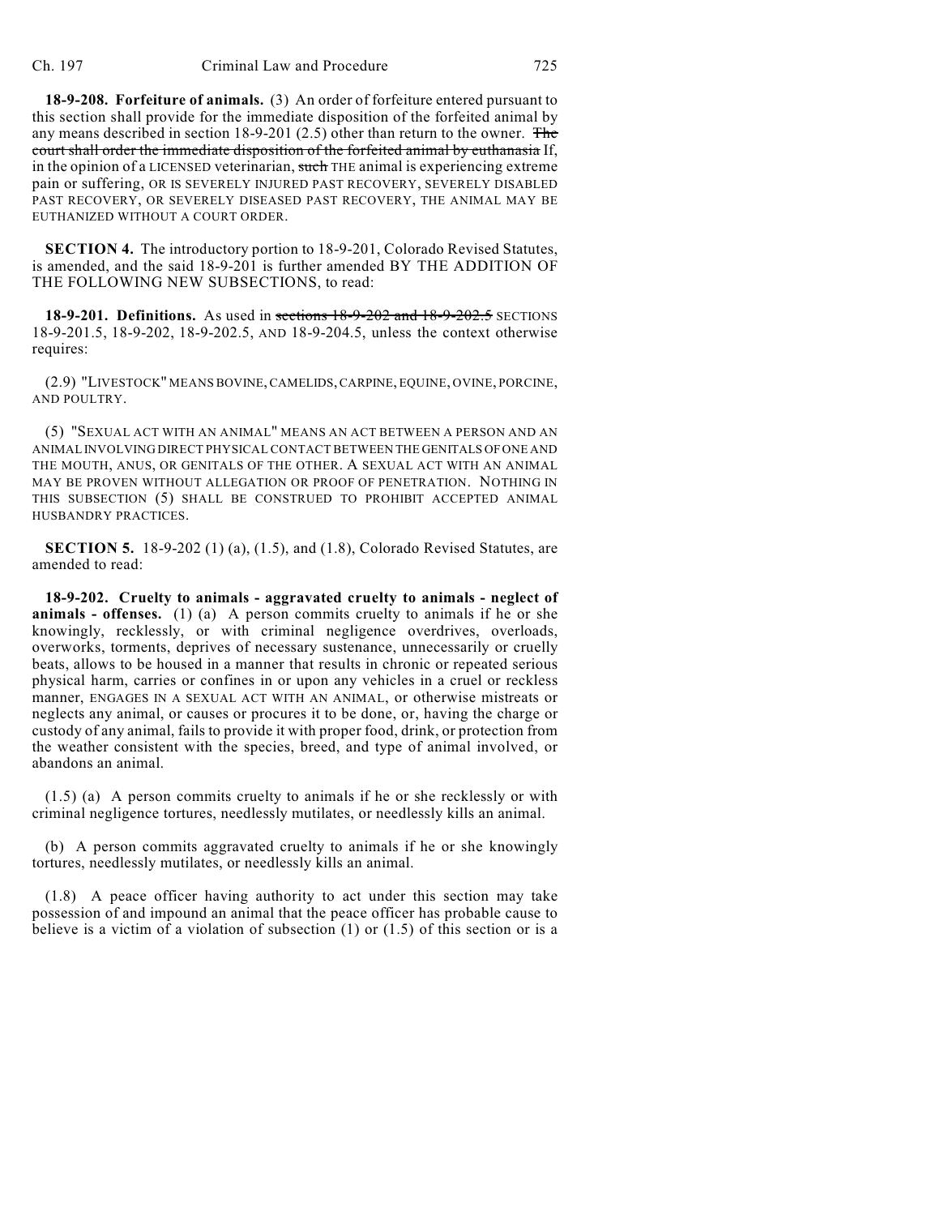**18-9-208. Forfeiture of animals.** (3) An order of forfeiture entered pursuant to this section shall provide for the immediate disposition of the forfeited animal by any means described in section 18-9-201 (2.5) other than return to the owner. ~~The court shall order the immediate disposition of the forfeited animal by euthanasia~~ If, in the opinion of a LICENSED veterinarian, ~~such~~ THE animal is experiencing extreme pain or suffering, OR IS SEVERELY INJURED PAST RECOVERY, SEVERELY DISABLED PAST RECOVERY, OR SEVERELY DISEASED PAST RECOVERY, THE ANIMAL MAY BE EUTHANIZED WITHOUT A COURT ORDER.

**SECTION 4.** The introductory portion to 18-9-201, Colorado Revised Statutes, is amended, and the said 18-9-201 is further amended BY THE ADDITION OF THE FOLLOWING NEW SUBSECTIONS, to read:

**18-9-201. Definitions.** As used in ~~sections 18-9-202 and 18-9-202.5~~ SECTIONS 18-9-201.5, 18-9-202, 18-9-202.5, AND 18-9-204.5, unless the context otherwise requires:

(2.9) "LIVESTOCK" MEANS BOVINE, CAMELIDS, CARPINE, EQUINE, OVINE, PORCINE, AND POULTRY.

(5) "SEXUAL ACT WITH AN ANIMAL" MEANS AN ACT BETWEEN A PERSON AND AN ANIMAL INVOLVING DIRECT PHYSICAL CONTACT BETWEEN THE GENITALS OF ONE AND THE MOUTH, ANUS, OR GENITALS OF THE OTHER. A SEXUAL ACT WITH AN ANIMAL MAY BE PROVEN WITHOUT ALLEGATION OR PROOF OF PENETRATION. NOTHING IN THIS SUBSECTION (5) SHALL BE CONSTRUED TO PROHIBIT ACCEPTED ANIMAL HUSBANDRY PRACTICES.

**SECTION 5.** 18-9-202 (1) (a), (1.5), and (1.8), Colorado Revised Statutes, are amended to read:

**18-9-202. Cruelty to animals - aggravated cruelty to animals - neglect of animals - offenses.** (1) (a) A person commits cruelty to animals if he or she knowingly, recklessly, or with criminal negligence overdrives, overloads, overworks, torments, deprives of necessary sustenance, unnecessarily or cruelly beats, allows to be housed in a manner that results in chronic or repeated serious physical harm, carries or confines in or upon any vehicles in a cruel or reckless manner, ENGAGES IN A SEXUAL ACT WITH AN ANIMAL, or otherwise mistreats or neglects any animal, or causes or procures it to be done, or, having the charge or custody of any animal, fails to provide it with proper food, drink, or protection from the weather consistent with the species, breed, and type of animal involved, or abandons an animal.

(1.5) (a) A person commits cruelty to animals if he or she recklessly or with criminal negligence tortures, needlessly mutilates, or needlessly kills an animal.

(b) A person commits aggravated cruelty to animals if he or she knowingly tortures, needlessly mutilates, or needlessly kills an animal.

(1.8) A peace officer having authority to act under this section may take possession of and impound an animal that the peace officer has probable cause to believe is a victim of a violation of subsection (1) or (1.5) of this section or is a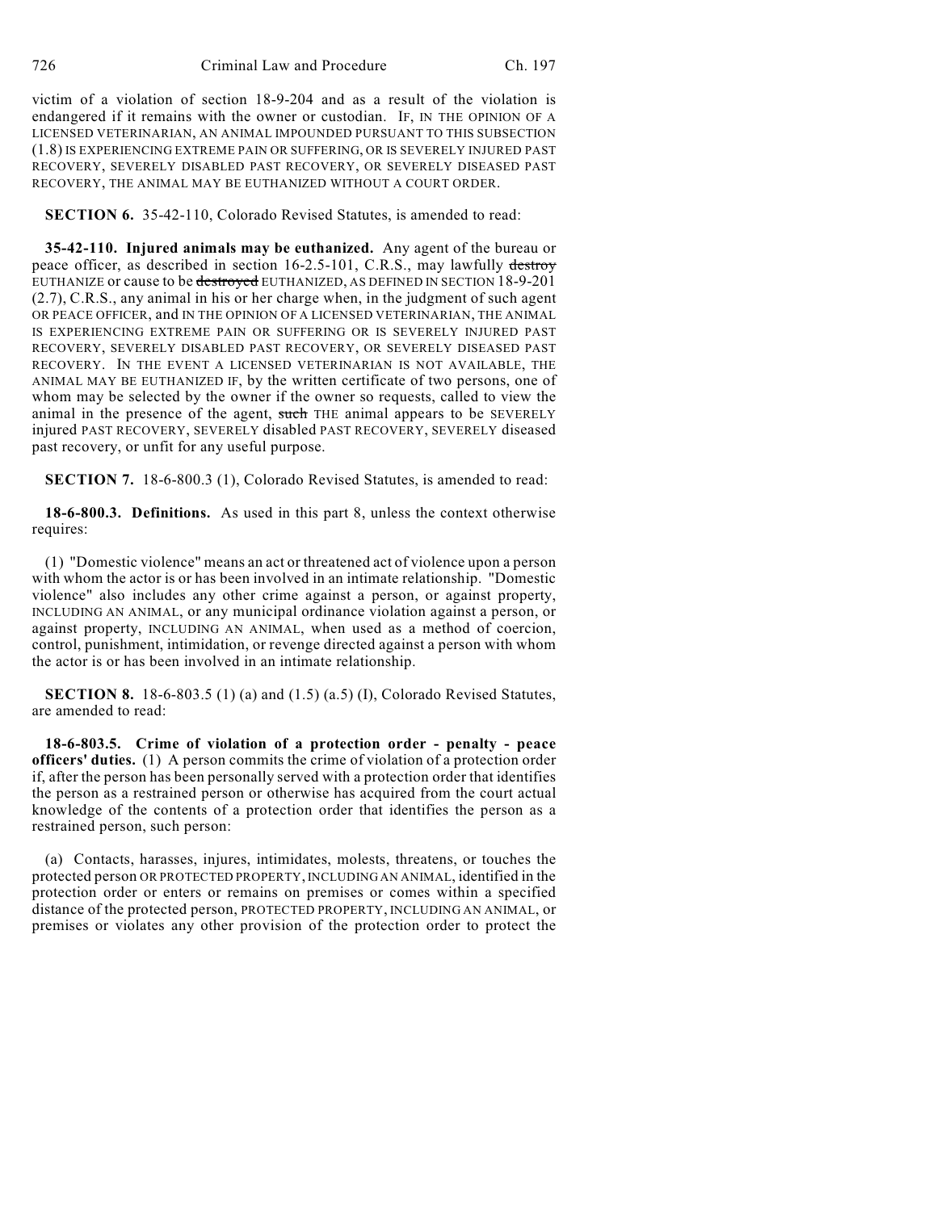victim of a violation of section 18-9-204 and as a result of the violation is endangered if it remains with the owner or custodian. IF, IN THE OPINION OF A LICENSED VETERINARIAN, AN ANIMAL IMPOUNDED PURSUANT TO THIS SUBSECTION (1.8) IS EXPERIENCING EXTREME PAIN OR SUFFERING, OR IS SEVERELY INJURED PAST RECOVERY, SEVERELY DISABLED PAST RECOVERY, OR SEVERELY DISEASED PAST RECOVERY, THE ANIMAL MAY BE EUTHANIZED WITHOUT A COURT ORDER.

**SECTION 6.** 35-42-110, Colorado Revised Statutes, is amended to read:

**35-42-110. Injured animals may be euthanized.** Any agent of the bureau or peace officer, as described in section 16-2.5-101, C.R.S., may lawfully ~~destroy~~ EUTHANIZE or cause to be ~~destroyed~~ EUTHANIZED, AS DEFINED IN SECTION 18-9-201 (2.7), C.R.S., any animal in his or her charge when, in the judgment of such agent OR PEACE OFFICER, and IN THE OPINION OF A LICENSED VETERINARIAN, THE ANIMAL IS EXPERIENCING EXTREME PAIN OR SUFFERING OR IS SEVERELY INJURED PAST RECOVERY, SEVERELY DISABLED PAST RECOVERY, OR SEVERELY DISEASED PAST RECOVERY. IN THE EVENT A LICENSED VETERINARIAN IS NOT AVAILABLE, THE ANIMAL MAY BE EUTHANIZED IF, by the written certificate of two persons, one of whom may be selected by the owner if the owner so requests, called to view the animal in the presence of the agent, ~~such~~ THE animal appears to be SEVERELY injured PAST RECOVERY, SEVERELY disabled PAST RECOVERY, SEVERELY diseased past recovery, or unfit for any useful purpose.

**SECTION 7.** 18-6-800.3 (1), Colorado Revised Statutes, is amended to read:

**18-6-800.3. Definitions.** As used in this part 8, unless the context otherwise requires:

(1) "Domestic violence" means an act or threatened act of violence upon a person with whom the actor is or has been involved in an intimate relationship. "Domestic violence" also includes any other crime against a person, or against property, INCLUDING AN ANIMAL, or any municipal ordinance violation against a person, or against property, INCLUDING AN ANIMAL, when used as a method of coercion, control, punishment, intimidation, or revenge directed against a person with whom the actor is or has been involved in an intimate relationship.

**SECTION 8.** 18-6-803.5 (1) (a) and (1.5) (a.5) (I), Colorado Revised Statutes, are amended to read:

**18-6-803.5. Crime of violation of a protection order - penalty - peace officers' duties.** (1) A person commits the crime of violation of a protection order if, after the person has been personally served with a protection order that identifies the person as a restrained person or otherwise has acquired from the court actual knowledge of the contents of a protection order that identifies the person as a restrained person, such person:

(a) Contacts, harasses, injures, intimidates, molests, threatens, or touches the protected person OR PROTECTED PROPERTY, INCLUDING AN ANIMAL, identified in the protection order or enters or remains on premises or comes within a specified distance of the protected person, PROTECTED PROPERTY, INCLUDING AN ANIMAL, or premises or violates any other provision of the protection order to protect the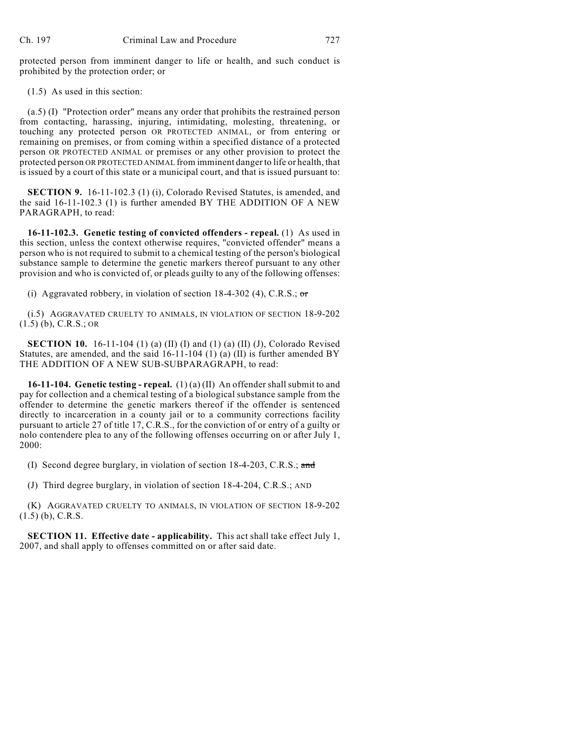protected person from imminent danger to life or health, and such conduct is prohibited by the protection order; or

(1.5) As used in this section:

(a.5) (I) "Protection order" means any order that prohibits the restrained person from contacting, harassing, injuring, intimidating, molesting, threatening, or touching any protected person OR PROTECTED ANIMAL, or from entering or remaining on premises, or from coming within a specified distance of a protected person OR PROTECTED ANIMAL or premises or any other provision to protect the protected person OR PROTECTED ANIMAL from imminent danger to life or health, that is issued by a court of this state or a municipal court, and that is issued pursuant to:

**SECTION 9.** 16-11-102.3 (1) (i), Colorado Revised Statutes, is amended, and the said 16-11-102.3 (1) is further amended BY THE ADDITION OF A NEW PARAGRAPH, to read:

**16-11-102.3. Genetic testing of convicted offenders - repeal.** (1) As used in this section, unless the context otherwise requires, "convicted offender" means a person who is not required to submit to a chemical testing of the person's biological substance sample to determine the genetic markers thereof pursuant to any other provision and who is convicted of, or pleads guilty to any of the following offenses:

(i) Aggravated robbery, in violation of section 18-4-302 (4), C.R.S.; ~~or~~

(i.5) AGGRAVATED CRUELTY TO ANIMALS, IN VIOLATION OF SECTION 18-9-202 (1.5) (b), C.R.S.; OR

**SECTION 10.** 16-11-104 (1) (a) (II) (I) and (1) (a) (II) (J), Colorado Revised Statutes, are amended, and the said 16-11-104 (1) (a) (II) is further amended BY THE ADDITION OF A NEW SUB-SUBPARAGRAPH, to read:

**16-11-104. Genetic testing - repeal.** (1) (a) (II) An offender shall submit to and pay for collection and a chemical testing of a biological substance sample from the offender to determine the genetic markers thereof if the offender is sentenced directly to incarceration in a county jail or to a community corrections facility pursuant to article 27 of title 17, C.R.S., for the conviction of or entry of a guilty or nolo contendere plea to any of the following offenses occurring on or after July 1, 2000:

(I) Second degree burglary, in violation of section 18-4-203, C.R.S.; ~~and~~

(J) Third degree burglary, in violation of section 18-4-204, C.R.S.; AND

(K) AGGRAVATED CRUELTY TO ANIMALS, IN VIOLATION OF SECTION 18-9-202 (1.5) (b), C.R.S.

**SECTION 11. Effective date - applicability.** This act shall take effect July 1, 2007, and shall apply to offenses committed on or after said date.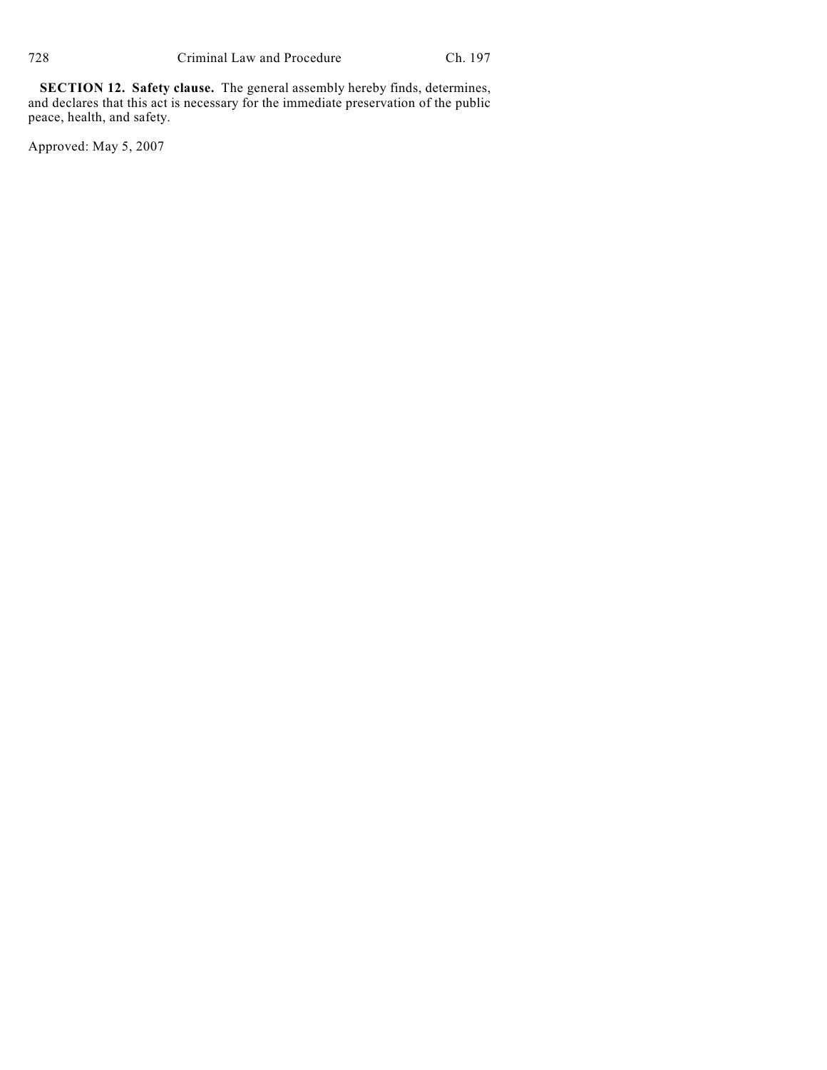**SECTION 12. Safety clause.** The general assembly hereby finds, determines, and declares that this act is necessary for the immediate preservation of the public peace, health, and safety.

Approved: May 5, 2007